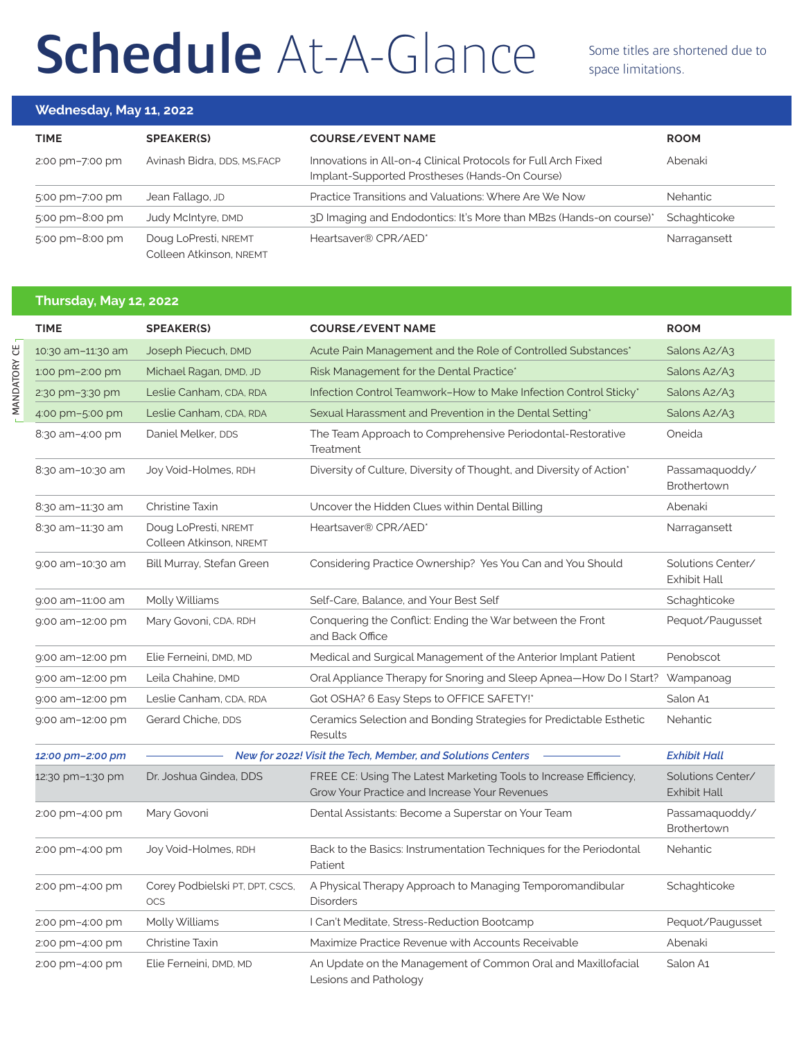# **Schedule** At-A-Glance

Some titles are shortened due to space limitations.

## Wednesday, May 11, 2022

| TIME | SPEAKER(S) | COURSE/EVENT NAME | ROOM |
|---|---|---|---|
| 2:00 pm–7:00 pm | Avinash Bidra, DDS, MS,FACP | Innovations in All-on-4 Clinical Protocols for Full Arch Fixed Implant-Supported Prostheses (Hands-On Course) | Abenaki |
| 5:00 pm–7:00 pm | Jean Fallago, JD | Practice Transitions and Valuations: Where Are We Now | Nehantic |
| 5:00 pm–8:00 pm | Judy McIntyre, DMD | 3D Imaging and Endodontics: It's More than MB2s (Hands-on course)* | Schaghticoke |
| 5:00 pm–8:00 pm | Doug LoPresti, NREMT<br>Colleen Atkinson, NREMT | Heartsaver® CPR/AED* | Narragansett |

## Thursday, May 12, 2022

| TIME | SPEAKER(S) | COURSE/EVENT NAME | ROOM |
|---|---|---|---|
| 10:30 am–11:30 am | Joseph Piecuch, DMD | Acute Pain Management and the Role of Controlled Substances* | Salons A2/A3 |
| 1:00 pm–2:00 pm | Michael Ragan, DMD, JD | Risk Management for the Dental Practice* | Salons A2/A3 |
| 2:30 pm–3:30 pm | Leslie Canham, CDA, RDA | Infection Control Teamwork–How to Make Infection Control Sticky* | Salons A2/A3 |
| 4:00 pm–5:00 pm | Leslie Canham, CDA, RDA | Sexual Harassment and Prevention in the Dental Setting* | Salons A2/A3 |
| 8:30 am–4:00 pm | Daniel Melker, DDS | The Team Approach to Comprehensive Periodontal-Restorative Treatment | Oneida |
| 8:30 am–10:30 am | Joy Void-Holmes, RDH | Diversity of Culture, Diversity of Thought, and Diversity of Action* | Passamaquoddy/ Brothertown |
| 8:30 am–11:30 am | Christine Taxin | Uncover the Hidden Clues within Dental Billing | Abenaki |
| 8:30 am–11:30 am | Doug LoPresti, NREMT<br>Colleen Atkinson, NREMT | Heartsaver® CPR/AED* | Narragansett |
| 9:00 am–10:30 am | Bill Murray, Stefan Green | Considering Practice Ownership? Yes You Can and You Should | Solutions Center/ Exhibit Hall |
| 9:00 am–11:00 am | Molly Williams | Self-Care, Balance, and Your Best Self | Schaghticoke |
| 9:00 am–12:00 pm | Mary Govoni, CDA, RDH | Conquering the Conflict: Ending the War between the Front and Back Office | Pequot/Paugusset |
| 9:00 am–12:00 pm | Elie Ferneini, DMD, MD | Medical and Surgical Management of the Anterior Implant Patient | Penobscot |
| 9:00 am–12:00 pm | Leila Chahine, DMD | Oral Appliance Therapy for Snoring and Sleep Apnea—How Do I Start? | Wampanoag |
| 9:00 am–12:00 pm | Leslie Canham, CDA, RDA | Got OSHA? 6 Easy Steps to OFFICE SAFETY!* | Salon A1 |
| 9:00 am–12:00 pm | Gerard Chiche, DDS | Ceramics Selection and Bonding Strategies for Predictable Esthetic Results | Nehantic |
| *12:00 pm–2:00 pm* | | *New for 2022! Visit the Tech, Member, and Solutions Centers* | *Exhibit Hall* |
| 12:30 pm–1:30 pm | Dr. Joshua Gindea, DDS | FREE CE: Using The Latest Marketing Tools to Increase Efficiency, Grow Your Practice and Increase Your Revenues | Solutions Center/ Exhibit Hall |
| 2:00 pm–4:00 pm | Mary Govoni | Dental Assistants: Become a Superstar on Your Team | Passamaquoddy/ Brothertown |
| 2:00 pm–4:00 pm | Joy Void-Holmes, RDH | Back to the Basics: Instrumentation Techniques for the Periodontal Patient | Nehantic |
| 2:00 pm–4:00 pm | Corey Podbielski PT, DPT, CSCS, OCS | A Physical Therapy Approach to Managing Temporomandibular Disorders | Schaghticoke |
| 2:00 pm–4:00 pm | Molly Williams | I Can't Meditate, Stress-Reduction Bootcamp | Pequot/Paugusset |
| 2:00 pm–4:00 pm | Christine Taxin | Maximize Practice Revenue with Accounts Receivable | Abenaki |
| 2:00 pm–4:00 pm | Elie Ferneini, DMD, MD | An Update on the Management of Common Oral and Maxillofacial Lesions and Pathology | Salon A1 |

MANDATORY CE: 10:30 am–11:30 am, 1:00 pm–2:00 pm, 2:30 pm–3:30 pm, 4:00 pm–5:00 pm sessions (Salons A2/A3)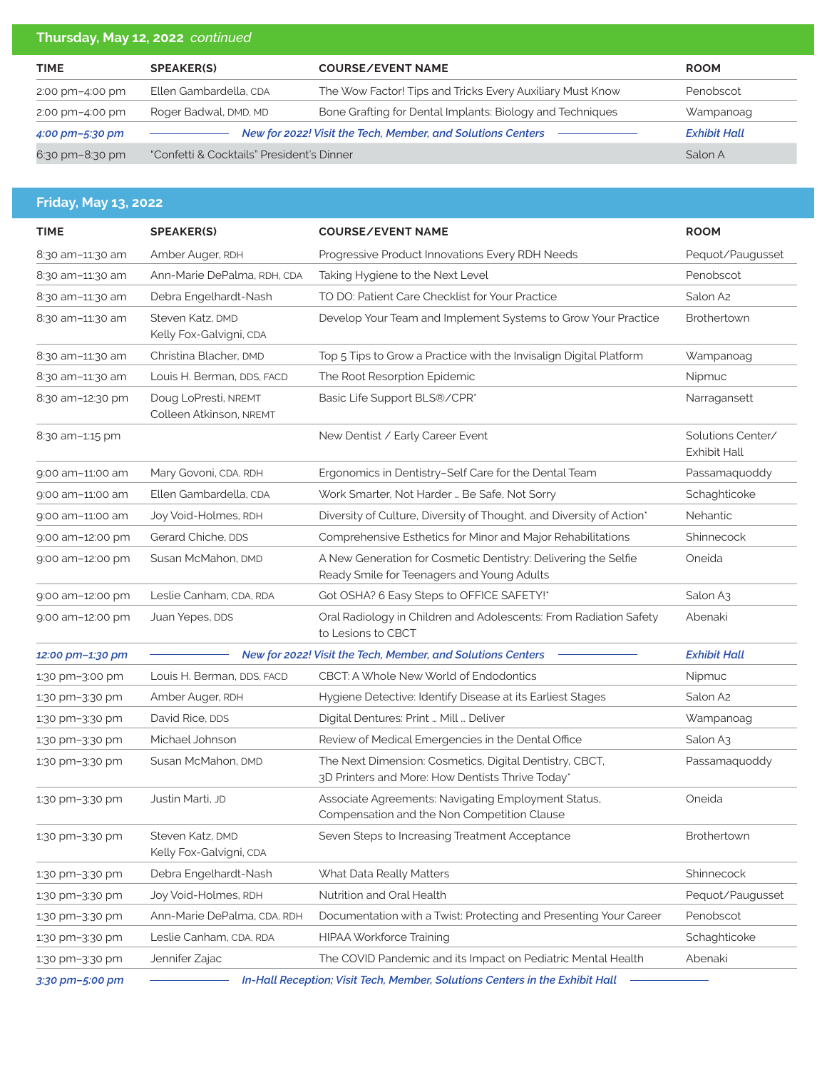## Thursday, May 12, 2022 *continued*

| TIME | SPEAKER(S) | COURSE/EVENT NAME | ROOM |
|---|---|---|---|
| 2:00 pm–4:00 pm | Ellen Gambardella, CDA | The Wow Factor! Tips and Tricks Every Auxiliary Must Know | Penobscot |
| 2:00 pm–4:00 pm | Roger Badwal, DMD, MD | Bone Grafting for Dental Implants: Biology and Techniques | Wampanoag |
| *4:00 pm–5:30 pm* | | *New for 2022! Visit the Tech, Member, and Solutions Centers* | *Exhibit Hall* |
| 6:30 pm–8:30 pm | "Confetti & Cocktails" President's Dinner | | Salon A |

## Friday, May 13, 2022

| TIME | SPEAKER(S) | COURSE/EVENT NAME | ROOM |
|---|---|---|---|
| 8:30 am–11:30 am | Amber Auger, RDH | Progressive Product Innovations Every RDH Needs | Pequot/Paugusset |
| 8:30 am–11:30 am | Ann-Marie DePalma, RDH, CDA | Taking Hygiene to the Next Level | Penobscot |
| 8:30 am–11:30 am | Debra Engelhardt-Nash | TO DO: Patient Care Checklist for Your Practice | Salon A2 |
| 8:30 am–11:30 am | Steven Katz, DMD<br>Kelly Fox-Galvigni, CDA | Develop Your Team and Implement Systems to Grow Your Practice | Brothertown |
| 8:30 am–11:30 am | Christina Blacher, DMD | Top 5 Tips to Grow a Practice with the Invisalign Digital Platform | Wampanoag |
| 8:30 am–11:30 am | Louis H. Berman, DDS, FACD | The Root Resorption Epidemic | Nipmuc |
| 8:30 am–12:30 pm | Doug LoPresti, NREMT<br>Colleen Atkinson, NREMT | Basic Life Support BLS®/CPR* | Narragansett |
| 8:30 am–1:15 pm | | New Dentist / Early Career Event | Solutions Center/ Exhibit Hall |
| 9:00 am–11:00 am | Mary Govoni, CDA, RDH | Ergonomics in Dentistry–Self Care for the Dental Team | Passamaquoddy |
| 9:00 am–11:00 am | Ellen Gambardella, CDA | Work Smarter, Not Harder … Be Safe, Not Sorry | Schaghticoke |
| 9:00 am–11:00 am | Joy Void-Holmes, RDH | Diversity of Culture, Diversity of Thought, and Diversity of Action* | Nehantic |
| 9:00 am–12:00 pm | Gerard Chiche, DDS | Comprehensive Esthetics for Minor and Major Rehabilitations | Shinnecock |
| 9:00 am–12:00 pm | Susan McMahon, DMD | A New Generation for Cosmetic Dentistry: Delivering the Selfie Ready Smile for Teenagers and Young Adults | Oneida |
| 9:00 am–12:00 pm | Leslie Canham, CDA, RDA | Got OSHA? 6 Easy Steps to OFFICE SAFETY!* | Salon A3 |
| 9:00 am–12:00 pm | Juan Yepes, DDS | Oral Radiology in Children and Adolescents: From Radiation Safety to Lesions to CBCT | Abenaki |
| *12:00 pm–1:30 pm* | | *New for 2022! Visit the Tech, Member, and Solutions Centers* | *Exhibit Hall* |
| 1:30 pm–3:00 pm | Louis H. Berman, DDS, FACD | CBCT: A Whole New World of Endodontics | Nipmuc |
| 1:30 pm–3:30 pm | Amber Auger, RDH | Hygiene Detective: Identify Disease at its Earliest Stages | Salon A2 |
| 1:30 pm–3:30 pm | David Rice, DDS | Digital Dentures: Print … Mill … Deliver | Wampanoag |
| 1:30 pm–3:30 pm | Michael Johnson | Review of Medical Emergencies in the Dental Office | Salon A3 |
| 1:30 pm–3:30 pm | Susan McMahon, DMD | The Next Dimension: Cosmetics, Digital Dentistry, CBCT, 3D Printers and More: How Dentists Thrive Today* | Passamaquoddy |
| 1:30 pm–3:30 pm | Justin Marti, JD | Associate Agreements: Navigating Employment Status, Compensation and the Non Competition Clause | Oneida |
| 1:30 pm–3:30 pm | Steven Katz, DMD<br>Kelly Fox-Galvigni, CDA | Seven Steps to Increasing Treatment Acceptance | Brothertown |
| 1:30 pm–3:30 pm | Debra Engelhardt-Nash | What Data Really Matters | Shinnecock |
| 1:30 pm–3:30 pm | Joy Void-Holmes, RDH | Nutrition and Oral Health | Pequot/Paugusset |
| 1:30 pm–3:30 pm | Ann-Marie DePalma, CDA, RDH | Documentation with a Twist: Protecting and Presenting Your Career | Penobscot |
| 1:30 pm–3:30 pm | Leslie Canham, CDA, RDA | HIPAA Workforce Training | Schaghticoke |
| 1:30 pm–3:30 pm | Jennifer Zajac | The COVID Pandemic and its Impact on Pediatric Mental Health | Abenaki |
| *3:30 pm–5:00 pm* | | *In-Hall Reception; Visit Tech, Member, Solutions Centers in the Exhibit Hall* | |